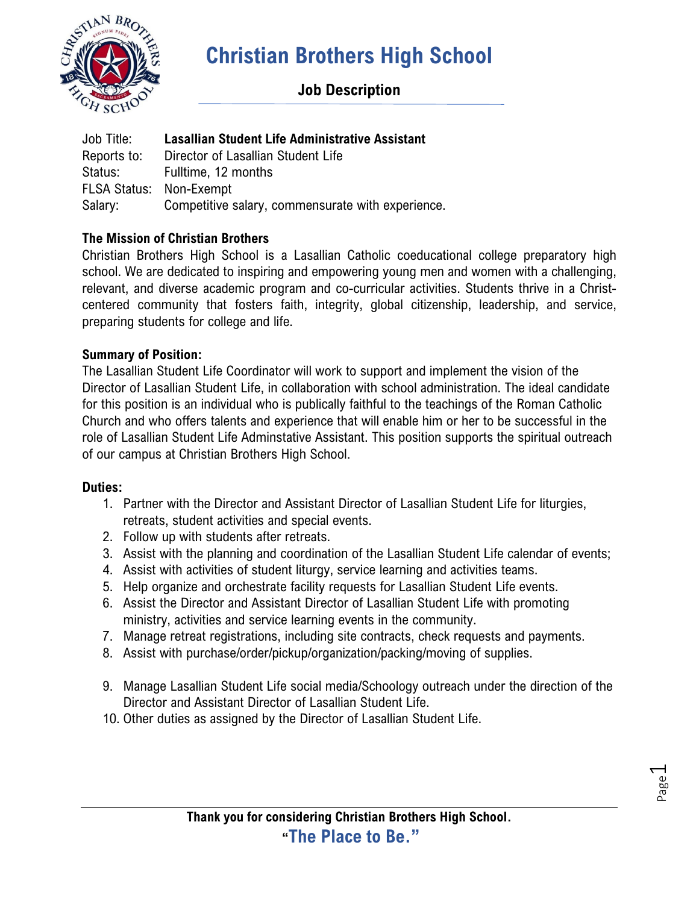# Christian Brothers High School

## Job Description

Job Title: **Lasallian Student Life Administrative Assistant**
Reports to: Director of Lasallian Student Life
Status: Fulltime, 12 months
FLSA Status: Non-Exempt
Salary: Competitive salary, commensurate with experience.

**The Mission of Christian Brothers**

Christian Brothers High School is a Lasallian Catholic coeducational college preparatory high school. We are dedicated to inspiring and empowering young men and women with a challenging, relevant, and diverse academic program and co-curricular activities. Students thrive in a Christ-centered community that fosters faith, integrity, global citizenship, leadership, and service, preparing students for college and life.

**Summary of Position:**

The Lasallian Student Life Coordinator will work to support and implement the vision of the Director of Lasallian Student Life, in collaboration with school administration. The ideal candidate for this position is an individual who is publically faithful to the teachings of the Roman Catholic Church and who offers talents and experience that will enable him or her to be successful in the role of Lasallian Student Life Adminstative Assistant. This position supports the spiritual outreach of our campus at Christian Brothers High School.

**Duties:**

1. Partner with the Director and Assistant Director of Lasallian Student Life for liturgies, retreats, student activities and special events.
2. Follow up with students after retreats.
3. Assist with the planning and coordination of the Lasallian Student Life calendar of events;
4. Assist with activities of student liturgy, service learning and activities teams.
5. Help organize and orchestrate facility requests for Lasallian Student Life events.
6. Assist the Director and Assistant Director of Lasallian Student Life with promoting ministry, activities and service learning events in the community.
7. Manage retreat registrations, including site contracts, check requests and payments.
8. Assist with purchase/order/pickup/organization/packing/moving of supplies.
9. Manage Lasallian Student Life social media/Schoology outreach under the direction of the Director and Assistant Director of Lasallian Student Life.
10. Other duties as assigned by the Director of Lasallian Student Life.

**Thank you for considering Christian Brothers High School.**

**"The Place to Be."**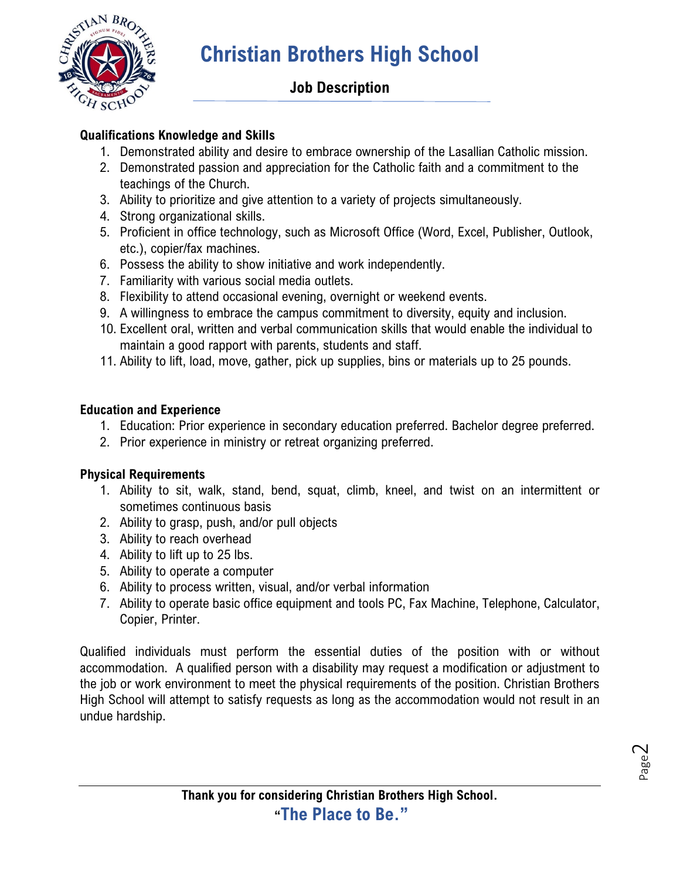# Christian Brothers High School

## Job Description

**Qualifications Knowledge and Skills**

1. Demonstrated ability and desire to embrace ownership of the Lasallian Catholic mission.
2. Demonstrated passion and appreciation for the Catholic faith and a commitment to the teachings of the Church.
3. Ability to prioritize and give attention to a variety of projects simultaneously.
4. Strong organizational skills.
5. Proficient in office technology, such as Microsoft Office (Word, Excel, Publisher, Outlook, etc.), copier/fax machines.
6. Possess the ability to show initiative and work independently.
7. Familiarity with various social media outlets.
8. Flexibility to attend occasional evening, overnight or weekend events.
9. A willingness to embrace the campus commitment to diversity, equity and inclusion.
10. Excellent oral, written and verbal communication skills that would enable the individual to maintain a good rapport with parents, students and staff.
11. Ability to lift, load, move, gather, pick up supplies, bins or materials up to 25 pounds.

**Education and Experience**

1. Education: Prior experience in secondary education preferred. Bachelor degree preferred.
2. Prior experience in ministry or retreat organizing preferred.

**Physical Requirements**

1. Ability to sit, walk, stand, bend, squat, climb, kneel, and twist on an intermittent or sometimes continuous basis
2. Ability to grasp, push, and/or pull objects
3. Ability to reach overhead
4. Ability to lift up to 25 lbs.
5. Ability to operate a computer
6. Ability to process written, visual, and/or verbal information
7. Ability to operate basic office equipment and tools PC, Fax Machine, Telephone, Calculator, Copier, Printer.

Qualified individuals must perform the essential duties of the position with or without accommodation. A qualified person with a disability may request a modification or adjustment to the job or work environment to meet the physical requirements of the position. Christian Brothers High School will attempt to satisfy requests as long as the accommodation would not result in an undue hardship.

**Thank you for considering Christian Brothers High School.**

**"The Place to Be."**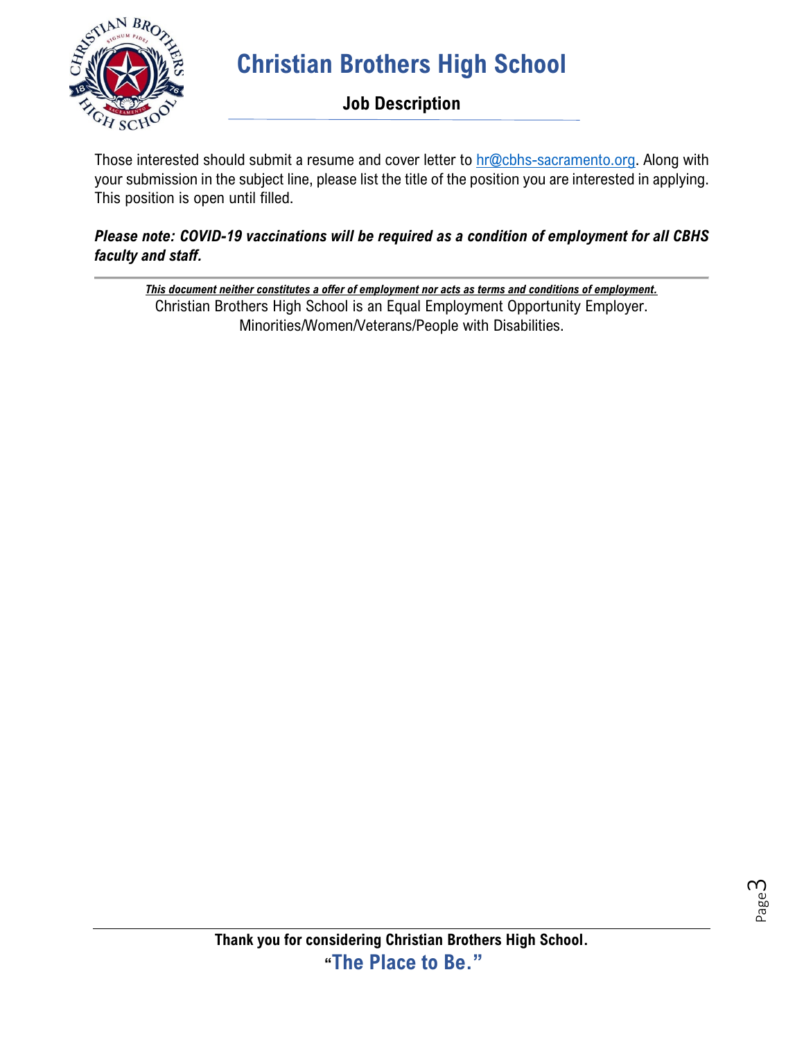# Christian Brothers High School

## Job Description

Those interested should submit a resume and cover letter to [hr@cbhs-sacramento.org](mailto:hr@cbhs-sacramento.org). Along with your submission in the subject line, please list the title of the position you are interested in applying. This position is open until filled.

***Please note: COVID-19 vaccinations will be required as a condition of employment for all CBHS faculty and staff.***

---

***This document neither constitutes a offer of employment nor acts as terms and conditions of employment.***

Christian Brothers High School is an Equal Employment Opportunity Employer.
Minorities/Women/Veterans/People with Disabilities.

**Thank you for considering Christian Brothers High School.**

**"The Place to Be."**